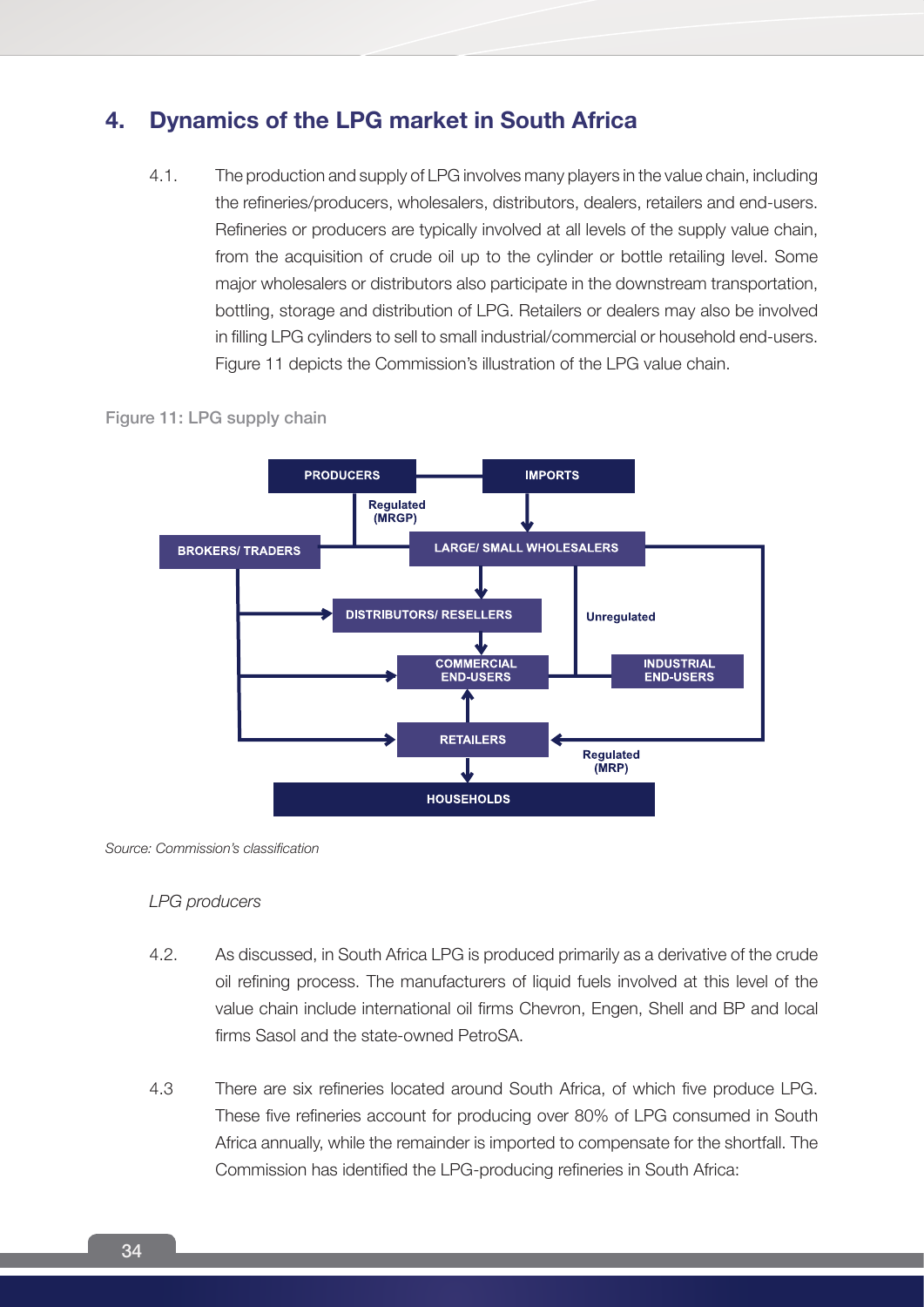## 4. Dynamics of the LPG market in South Africa

4.1. The production and supply of LPG involves many players in the value chain, including the refineries/producers, wholesalers, distributors, dealers, retailers and end-users. Refineries or producers are typically involved at all levels of the supply value chain, from the acquisition of crude oil up to the cylinder or bottle retailing level. Some major wholesalers or distributors also participate in the downstream transportation, bottling, storage and distribution of LPG. Retailers or dealers may also be involved in filling LPG cylinders to sell to small industrial/commercial or household end-users. Figure 11 depicts the Commission's illustration of the LPG value chain.

Figure 11: LPG supply chain

PRODUCERS | IMPORTS | Regulated (MRGP) | BROKERS/ TRADERS | LARGE/ SMALL WHOLESALERS | DISTRIBUTORS/ RESELLERS | Unregulated | COMMERCIAL END-USERS | INDUSTRIAL END-USERS | RETAILERS | Regulated (MRP) | HOUSEHOLDS

*Source: Commission's classification*

*LPG producers*

4.2. As discussed, in South Africa LPG is produced primarily as a derivative of the crude oil refining process. The manufacturers of liquid fuels involved at this level of the value chain include international oil firms Chevron, Engen, Shell and BP and local firms Sasol and the state-owned PetroSA.

4.3 There are six refineries located around South Africa, of which five produce LPG. These five refineries account for producing over 80% of LPG consumed in South Africa annually, while the remainder is imported to compensate for the shortfall. The Commission has identified the LPG-producing refineries in South Africa: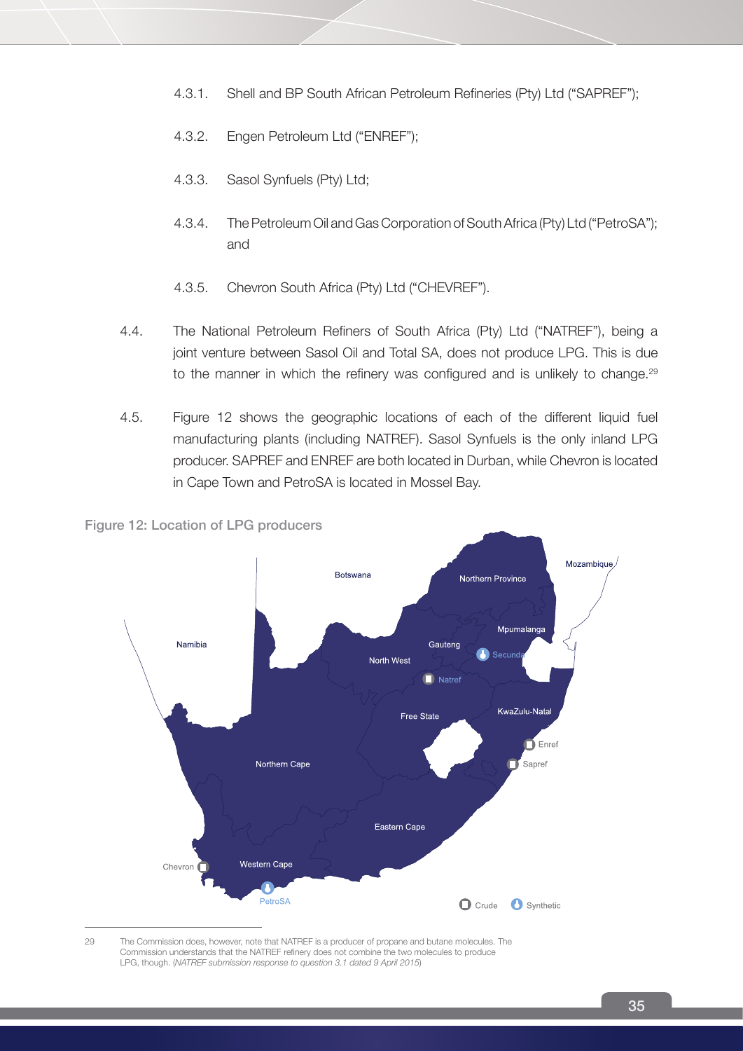4.3.1. Shell and BP South African Petroleum Refineries (Pty) Ltd ("SAPREF");

4.3.2. Engen Petroleum Ltd ("ENREF");

4.3.3. Sasol Synfuels (Pty) Ltd;

4.3.4. The Petroleum Oil and Gas Corporation of South Africa (Pty) Ltd ("PetroSA"); and

4.3.5. Chevron South Africa (Pty) Ltd ("CHEVREF").

4.4. The National Petroleum Refiners of South Africa (Pty) Ltd ("NATREF"), being a joint venture between Sasol Oil and Total SA, does not produce LPG. This is due to the manner in which the refinery was configured and is unlikely to change.[29]

4.5. Figure 12 shows the geographic locations of each of the different liquid fuel manufacturing plants (including NATREF). Sasol Synfuels is the only inland LPG producer. SAPREF and ENREF are both located in Durban, while Chevron is located in Cape Town and PetroSA is located in Mossel Bay.

**Figure 12: Location of LPG producers**

[29] The Commission does, however, note that NATREF is a producer of propane and butane molecules. The Commission understands that the NATREF refinery does not combine the two molecules to produce LPG, though. (*NATREF submission response to question 3.1 dated 9 April 2015*)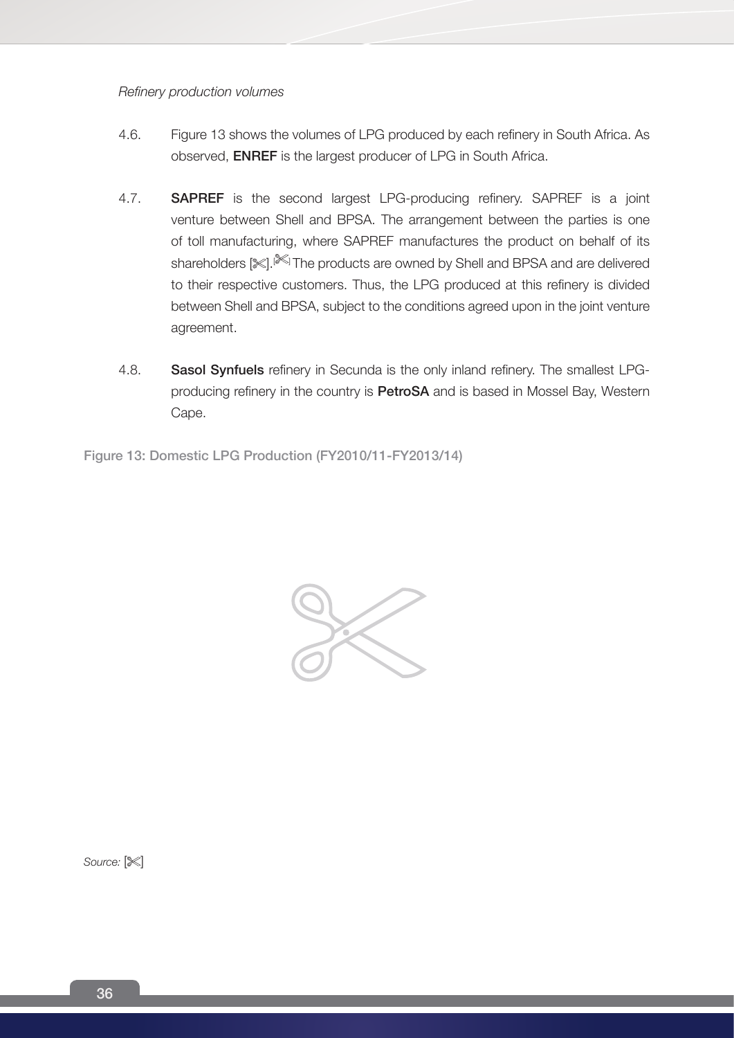*Refinery production volumes*

4.6. Figure 13 shows the volumes of LPG produced by each refinery in South Africa. As observed, **ENREF** is the largest producer of LPG in South Africa.

4.7. **SAPREF** is the second largest LPG-producing refinery. SAPREF is a joint venture between Shell and BPSA. The arrangement between the parties is one of toll manufacturing, where SAPREF manufactures the product on behalf of its shareholders [✂].[✂] The products are owned by Shell and BPSA and are delivered to their respective customers. Thus, the LPG produced at this refinery is divided between Shell and BPSA, subject to the conditions agreed upon in the joint venture agreement.

4.8. **Sasol Synfuels** refinery in Secunda is the only inland refinery. The smallest LPG-producing refinery in the country is **PetroSA** and is based in Mossel Bay, Western Cape.

**Figure 13: Domestic LPG Production (FY2010/11-FY2013/14)**

*Source:* [✂]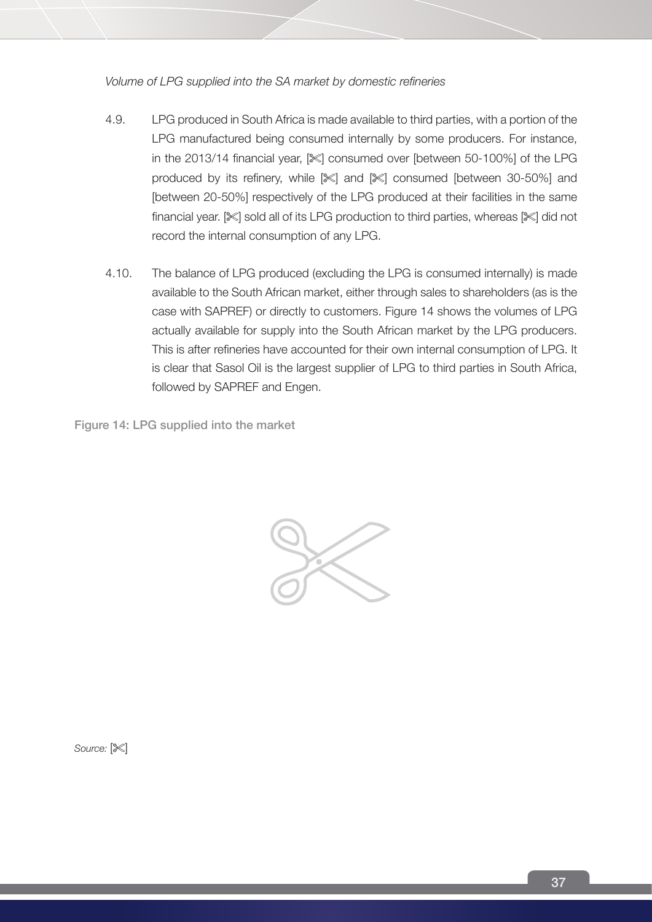*Volume of LPG supplied into the SA market by domestic refineries*

4.9. LPG produced in South Africa is made available to third parties, with a portion of the LPG manufactured being consumed internally by some producers. For instance, in the 2013/14 financial year, [✂] consumed over [between 50-100%] of the LPG produced by its refinery, while [✂] and [✂] consumed [between 30-50%] and [between 20-50%] respectively of the LPG produced at their facilities in the same financial year. [✂] sold all of its LPG production to third parties, whereas [✂] did not record the internal consumption of any LPG.

4.10. The balance of LPG produced (excluding the LPG is consumed internally) is made available to the South African market, either through sales to shareholders (as is the case with SAPREF) or directly to customers. Figure 14 shows the volumes of LPG actually available for supply into the South African market by the LPG producers. This is after refineries have accounted for their own internal consumption of LPG. It is clear that Sasol Oil is the largest supplier of LPG to third parties in South Africa, followed by SAPREF and Engen.

**Figure 14: LPG supplied into the market**

*Source:* [✂]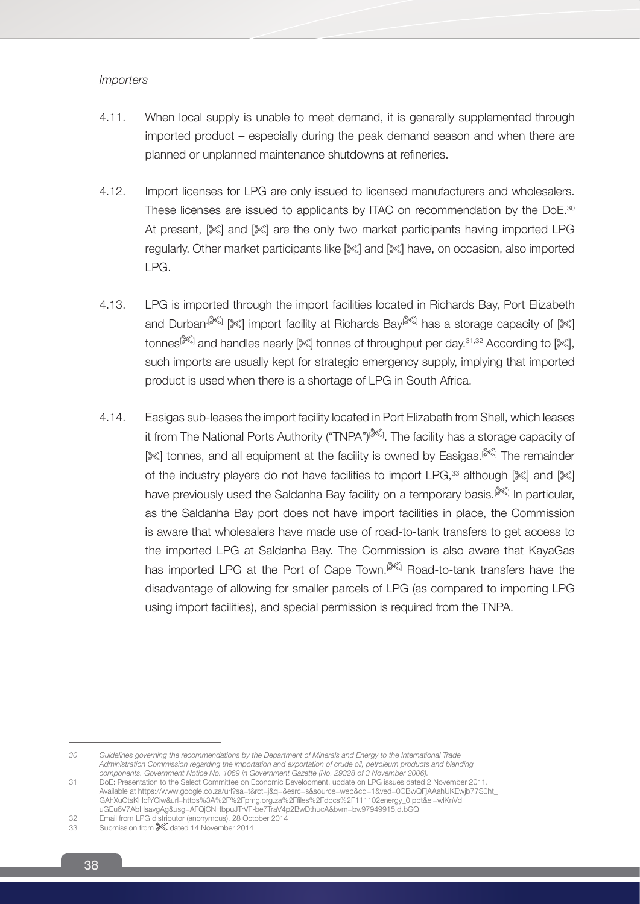*Importers*

4.11. When local supply is unable to meet demand, it is generally supplemented through imported product – especially during the peak demand season and when there are planned or unplanned maintenance shutdowns at refineries.

4.12. Import licenses for LPG are only issued to licensed manufacturers and wholesalers. These licenses are issued to applicants by ITAC on recommendation by the DoE.[30] At present, [✂] and [✂] are the only two market participants having imported LPG regularly. Other market participants like [✂] and [✂] have, on occasion, also imported LPG.

4.13. LPG is imported through the import facilities located in Richards Bay, Port Elizabeth and Durban.[✂] [✂] import facility at Richards Bay[✂] has a storage capacity of [✂] tonnes[✂] and handles nearly [✂] tonnes of throughput per day.[31,32] According to [✂], such imports are usually kept for strategic emergency supply, implying that imported product is used when there is a shortage of LPG in South Africa.

4.14. Easigas sub-leases the import facility located in Port Elizabeth from Shell, which leases it from The National Ports Authority ("TNPA")[✂]. The facility has a storage capacity of [✂] tonnes, and all equipment at the facility is owned by Easigas.[✂] The remainder of the industry players do not have facilities to import LPG,[33] although [✂] and [✂] have previously used the Saldanha Bay facility on a temporary basis.[✂] In particular, as the Saldanha Bay port does not have import facilities in place, the Commission is aware that wholesalers have made use of road-to-tank transfers to get access to the imported LPG at Saldanha Bay. The Commission is also aware that KayaGas has imported LPG at the Port of Cape Town.[✂] Road-to-tank transfers have the disadvantage of allowing for smaller parcels of LPG (as compared to importing LPG using import facilities), and special permission is required from the TNPA.

---

30 *Guidelines governing the recommendations by the Department of Minerals and Energy to the International Trade Administration Commission regarding the importation and exportation of crude oil, petroleum products and blending components. Government Notice No. 1069 in Government Gazette (No. 29328 of 3 November 2006).*

31 DoE: Presentation to the Select Committee on Economic Development, update on LPG issues dated 2 November 2011. Available at https://www.google.co.za/url?sa=t&rct=j&q=&esrc=s&source=web&cd=1&ved=0CBwQFjAAahUKEwjb77S0ht_GAhXuCtsKHcfYCiw&url=https%3A%2F%2Fpmg.org.za%2Ffiles%2Fdocs%2F111102energy_0.ppt&ei=wlKnVduGEu6V7AbHsavgAg&usg=AFQjCNHbpuJTrVF-be7TraV4p2BwDthucA&bvm=bv.97949915,d.bGQ

32 Email from LPG distributor (anonymous), 28 October 2014

33 Submission from ✂ dated 14 November 2014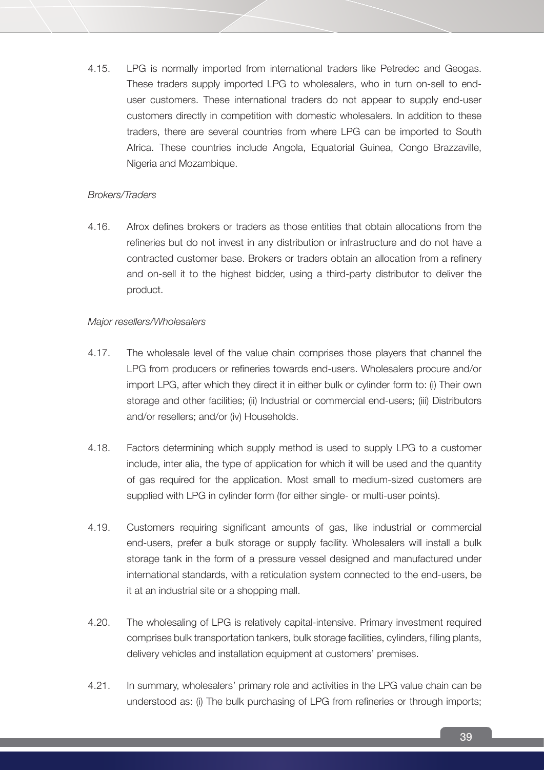4.15. LPG is normally imported from international traders like Petredec and Geogas. These traders supply imported LPG to wholesalers, who in turn on-sell to end-user customers. These international traders do not appear to supply end-user customers directly in competition with domestic wholesalers. In addition to these traders, there are several countries from where LPG can be imported to South Africa. These countries include Angola, Equatorial Guinea, Congo Brazzaville, Nigeria and Mozambique.

*Brokers/Traders*

4.16. Afrox defines brokers or traders as those entities that obtain allocations from the refineries but do not invest in any distribution or infrastructure and do not have a contracted customer base. Brokers or traders obtain an allocation from a refinery and on-sell it to the highest bidder, using a third-party distributor to deliver the product.

*Major resellers/Wholesalers*

4.17. The wholesale level of the value chain comprises those players that channel the LPG from producers or refineries towards end-users. Wholesalers procure and/or import LPG, after which they direct it in either bulk or cylinder form to: (i) Their own storage and other facilities; (ii) Industrial or commercial end-users; (iii) Distributors and/or resellers; and/or (iv) Households.

4.18. Factors determining which supply method is used to supply LPG to a customer include, inter alia, the type of application for which it will be used and the quantity of gas required for the application. Most small to medium-sized customers are supplied with LPG in cylinder form (for either single- or multi-user points).

4.19. Customers requiring significant amounts of gas, like industrial or commercial end-users, prefer a bulk storage or supply facility. Wholesalers will install a bulk storage tank in the form of a pressure vessel designed and manufactured under international standards, with a reticulation system connected to the end-users, be it at an industrial site or a shopping mall.

4.20. The wholesaling of LPG is relatively capital-intensive. Primary investment required comprises bulk transportation tankers, bulk storage facilities, cylinders, filling plants, delivery vehicles and installation equipment at customers' premises.

4.21. In summary, wholesalers' primary role and activities in the LPG value chain can be understood as: (i) The bulk purchasing of LPG from refineries or through imports;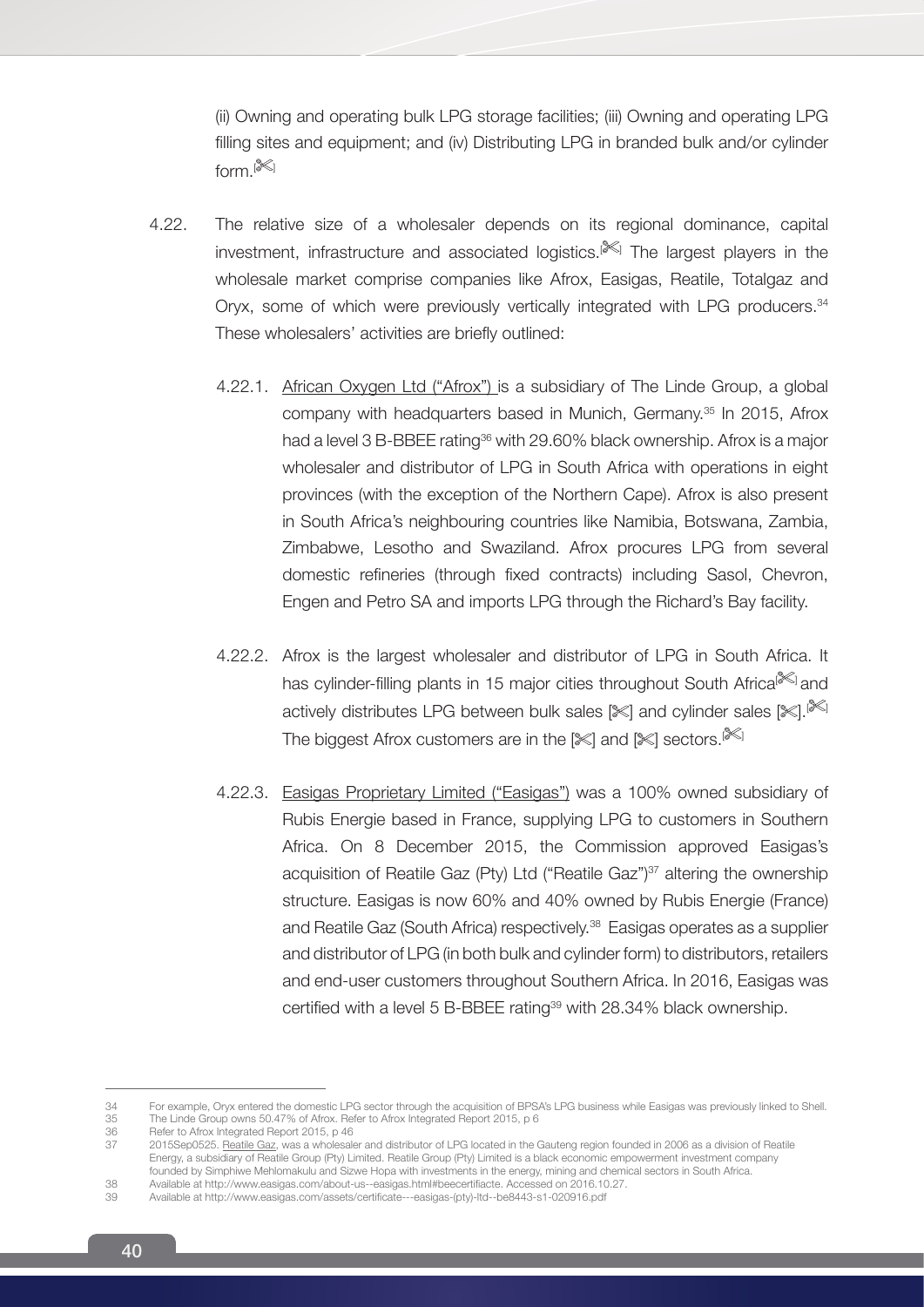(ii) Owning and operating bulk LPG storage facilities; (iii) Owning and operating LPG filling sites and equipment; and (iv) Distributing LPG in branded bulk and/or cylinder form.[✂]

4.22. The relative size of a wholesaler depends on its regional dominance, capital investment, infrastructure and associated logistics.[✂] The largest players in the wholesale market comprise companies like Afrox, Easigas, Reatile, Totalgaz and Oryx, some of which were previously vertically integrated with LPG producers.[34] These wholesalers' activities are briefly outlined:

4.22.1. African Oxygen Ltd ("Afrox") is a subsidiary of The Linde Group, a global company with headquarters based in Munich, Germany.[35] In 2015, Afrox had a level 3 B-BBEE rating[36] with 29.60% black ownership. Afrox is a major wholesaler and distributor of LPG in South Africa with operations in eight provinces (with the exception of the Northern Cape). Afrox is also present in South Africa's neighbouring countries like Namibia, Botswana, Zambia, Zimbabwe, Lesotho and Swaziland. Afrox procures LPG from several domestic refineries (through fixed contracts) including Sasol, Chevron, Engen and Petro SA and imports LPG through the Richard's Bay facility.

4.22.2. Afrox is the largest wholesaler and distributor of LPG in South Africa. It has cylinder-filling plants in 15 major cities throughout South Africa[✂] and actively distributes LPG between bulk sales [✂] and cylinder sales [✂].[✂] The biggest Afrox customers are in the [✂] and [✂] sectors.[✂]

4.22.3. Easigas Proprietary Limited ("Easigas") was a 100% owned subsidiary of Rubis Energie based in France, supplying LPG to customers in Southern Africa. On 8 December 2015, the Commission approved Easigas's acquisition of Reatile Gaz (Pty) Ltd ("Reatile Gaz")[37] altering the ownership structure. Easigas is now 60% and 40% owned by Rubis Energie (France) and Reatile Gaz (South Africa) respectively.[38] Easigas operates as a supplier and distributor of LPG (in both bulk and cylinder form) to distributors, retailers and end-user customers throughout Southern Africa. In 2016, Easigas was certified with a level 5 B-BBEE rating[39] with 28.34% black ownership.

---

34 For example, Oryx entered the domestic LPG sector through the acquisition of BPSA's LPG business while Easigas was previously linked to Shell.

35 The Linde Group owns 50.47% of Afrox. Refer to Afrox Integrated Report 2015, p 6

36 Refer to Afrox Integrated Report 2015, p 46

37 2015Sep0525. Reatile Gaz, was a wholesaler and distributor of LPG located in the Gauteng region founded in 2006 as a division of Reatile Energy, a subsidiary of Reatile Group (Pty) Limited. Reatile Group (Pty) Limited is a black economic empowerment investment company founded by Simphiwe Mehlomakulu and Sizwe Hopa with investments in the energy, mining and chemical sectors in South Africa.

38 Available at http://www.easigas.com/about-us--easigas.html#beecertifiacte. Accessed on 2016.10.27.

39 Available at http://www.easigas.com/assets/certificate---easigas-(pty)-ltd--be8443-s1-020916.pdf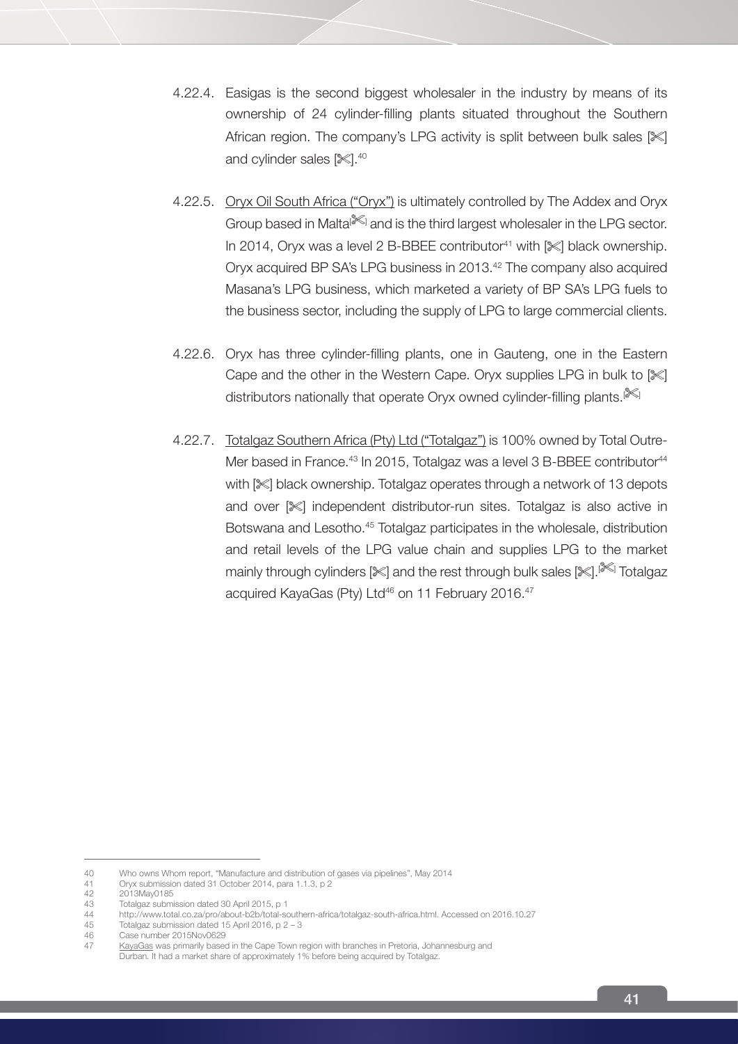4.22.4. Easigas is the second biggest wholesaler in the industry by means of its ownership of 24 cylinder-filling plants situated throughout the Southern African region. The company's LPG activity is split between bulk sales [✂] and cylinder sales [✂].[40]

4.22.5. Oryx Oil South Africa ("Oryx") is ultimately controlled by The Addex and Oryx Group based in Malta[✂] and is the third largest wholesaler in the LPG sector. In 2014, Oryx was a level 2 B-BBEE contributor[41] with [✂] black ownership. Oryx acquired BP SA's LPG business in 2013.[42] The company also acquired Masana's LPG business, which marketed a variety of BP SA's LPG fuels to the business sector, including the supply of LPG to large commercial clients.

4.22.6. Oryx has three cylinder-filling plants, one in Gauteng, one in the Eastern Cape and the other in the Western Cape. Oryx supplies LPG in bulk to [✂] distributors nationally that operate Oryx owned cylinder-filling plants.[✂]

4.22.7. Totalgaz Southern Africa (Pty) Ltd ("Totalgaz") is 100% owned by Total Outre-Mer based in France.[43] In 2015, Totalgaz was a level 3 B-BBEE contributor[44] with [✂] black ownership. Totalgaz operates through a network of 13 depots and over [✂] independent distributor-run sites. Totalgaz is also active in Botswana and Lesotho.[45] Totalgaz participates in the wholesale, distribution and retail levels of the LPG value chain and supplies LPG to the market mainly through cylinders [✂] and the rest through bulk sales [✂].[✂] Totalgaz acquired KayaGas (Pty) Ltd[46] on 11 February 2016.[47]

---

40 Who owns Whom report, "Manufacture and distribution of gases via pipelines", May 2014

41 Oryx submission dated 31 October 2014, para 1.1.3, p 2

42 2013May0185

43 Totalgaz submission dated 30 April 2015, p 1

44 http://www.total.co.za/pro/about-b2b/total-southern-africa/totalgaz-south-africa.html. Accessed on 2016.10.27

45 Totalgaz submission dated 15 April 2016, p 2 – 3

46 Case number 2015Nov0629

47 KayaGas was primarily based in the Cape Town region with branches in Pretoria, Johannesburg and Durban. It had a market share of approximately 1% before being acquired by Totalgaz.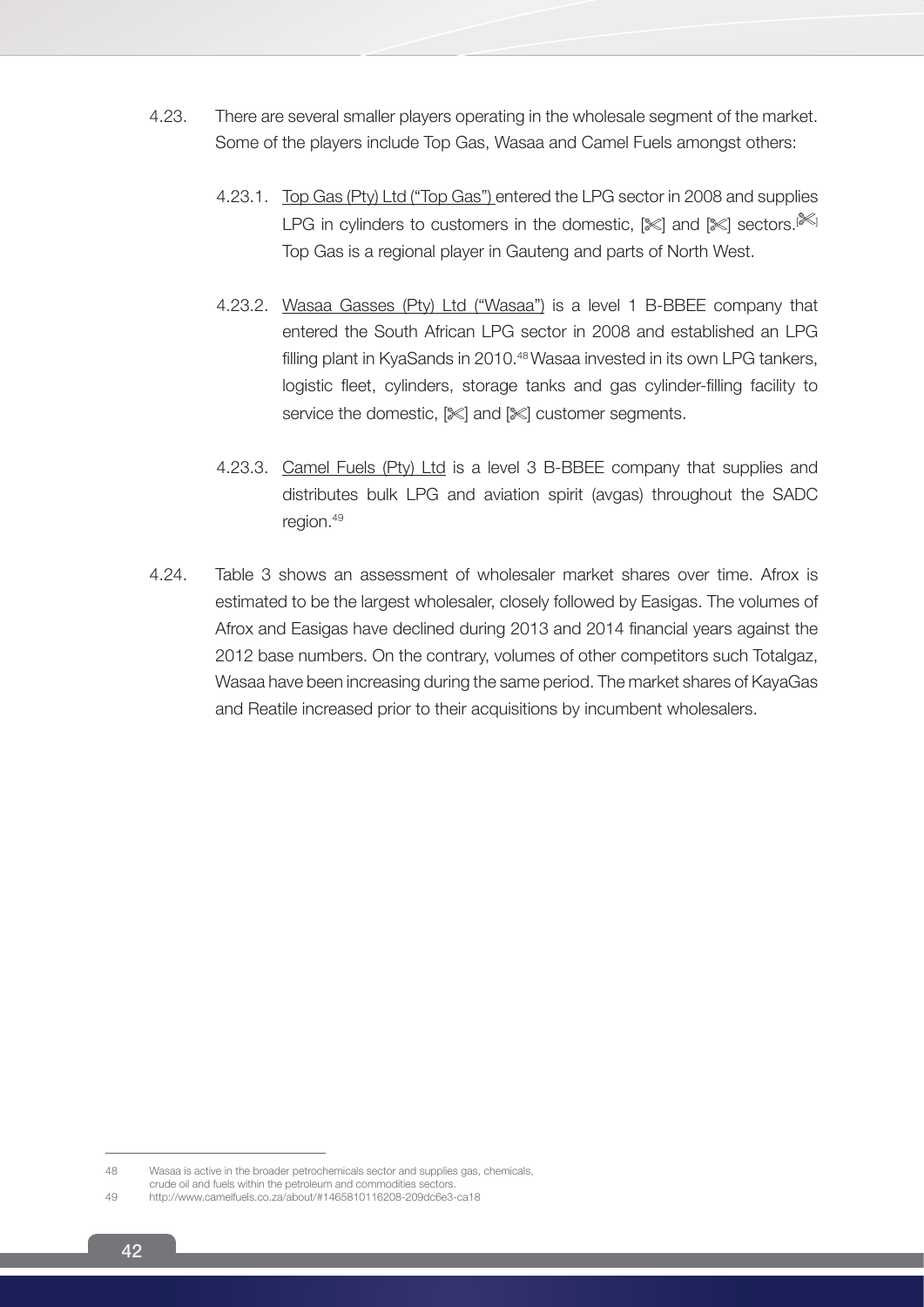4.23. There are several smaller players operating in the wholesale segment of the market. Some of the players include Top Gas, Wasaa and Camel Fuels amongst others:

4.23.1. Top Gas (Pty) Ltd ("Top Gas") entered the LPG sector in 2008 and supplies LPG in cylinders to customers in the domestic, [✂] and [✂] sectors.[✂] Top Gas is a regional player in Gauteng and parts of North West.

4.23.2. Wasaa Gasses (Pty) Ltd ("Wasaa") is a level 1 B-BBEE company that entered the South African LPG sector in 2008 and established an LPG filling plant in KyaSands in 2010.[48] Wasaa invested in its own LPG tankers, logistic fleet, cylinders, storage tanks and gas cylinder-filling facility to service the domestic, [✂] and [✂] customer segments.

4.23.3. Camel Fuels (Pty) Ltd is a level 3 B-BBEE company that supplies and distributes bulk LPG and aviation spirit (avgas) throughout the SADC region.[49]

4.24. Table 3 shows an assessment of wholesaler market shares over time. Afrox is estimated to be the largest wholesaler, closely followed by Easigas. The volumes of Afrox and Easigas have declined during 2013 and 2014 financial years against the 2012 base numbers. On the contrary, volumes of other competitors such Totalgaz, Wasaa have been increasing during the same period. The market shares of KayaGas and Reatile increased prior to their acquisitions by incumbent wholesalers.

---

48 Wasaa is active in the broader petrochemicals sector and supplies gas, chemicals, crude oil and fuels within the petroleum and commodities sectors.

49 http://www.camelfuels.co.za/about/#1465810116208-209dc6e3-ca18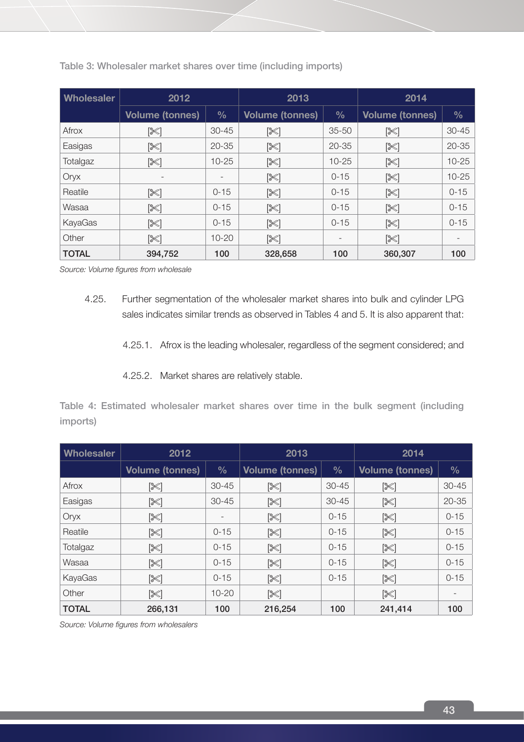Table 3: Wholesaler market shares over time (including imports)

| Wholesaler | 2012 | | 2013 | | 2014 | |
|---|---|---|---|---|---|---|
| | Volume (tonnes) | % | Volume (tonnes) | % | Volume (tonnes) | % |
| Afrox | [✂] | 30-45 | [✂] | 35-50 | [✂] | 30-45 |
| Easigas | [✂] | 20-35 | [✂] | 20-35 | [✂] | 20-35 |
| Totalgaz | [✂] | 10-25 | [✂] | 10-25 | [✂] | 10-25 |
| Oryx | - | - | [✂] | 0-15 | [✂] | 10-25 |
| Reatile | [✂] | 0-15 | [✂] | 0-15 | [✂] | 0-15 |
| Wasaa | [✂] | 0-15 | [✂] | 0-15 | [✂] | 0-15 |
| KayaGas | [✂] | 0-15 | [✂] | 0-15 | [✂] | 0-15 |
| Other | [✂] | 10-20 | [✂] | - | [✂] | - |
| **TOTAL** | **394,752** | **100** | **328,658** | **100** | **360,307** | **100** |

*Source: Volume figures from wholesale*

4.25. Further segmentation of the wholesaler market shares into bulk and cylinder LPG sales indicates similar trends as observed in Tables 4 and 5. It is also apparent that:

4.25.1. Afrox is the leading wholesaler, regardless of the segment considered; and

4.25.2. Market shares are relatively stable.

Table 4: Estimated wholesaler market shares over time in the bulk segment (including imports)

| Wholesaler | 2012 | | 2013 | | 2014 | |
|---|---|---|---|---|---|---|
| | Volume (tonnes) | % | Volume (tonnes) | % | Volume (tonnes) | % |
| Afrox | [✂] | 30-45 | [✂] | 30-45 | [✂] | 30-45 |
| Easigas | [✂] | 30-45 | [✂] | 30-45 | [✂] | 20-35 |
| Oryx | [✂] | - | [✂] | 0-15 | [✂] | 0-15 |
| Reatile | [✂] | 0-15 | [✂] | 0-15 | [✂] | 0-15 |
| Totalgaz | [✂] | 0-15 | [✂] | 0-15 | [✂] | 0-15 |
| Wasaa | [✂] | 0-15 | [✂] | 0-15 | [✂] | 0-15 |
| KayaGas | [✂] | 0-15 | [✂] | 0-15 | [✂] | 0-15 |
| Other | [✂] | 10-20 | [✂] | | [✂] | - |
| **TOTAL** | **266,131** | **100** | **216,254** | **100** | **241,414** | **100** |

*Source: Volume figures from wholesalers*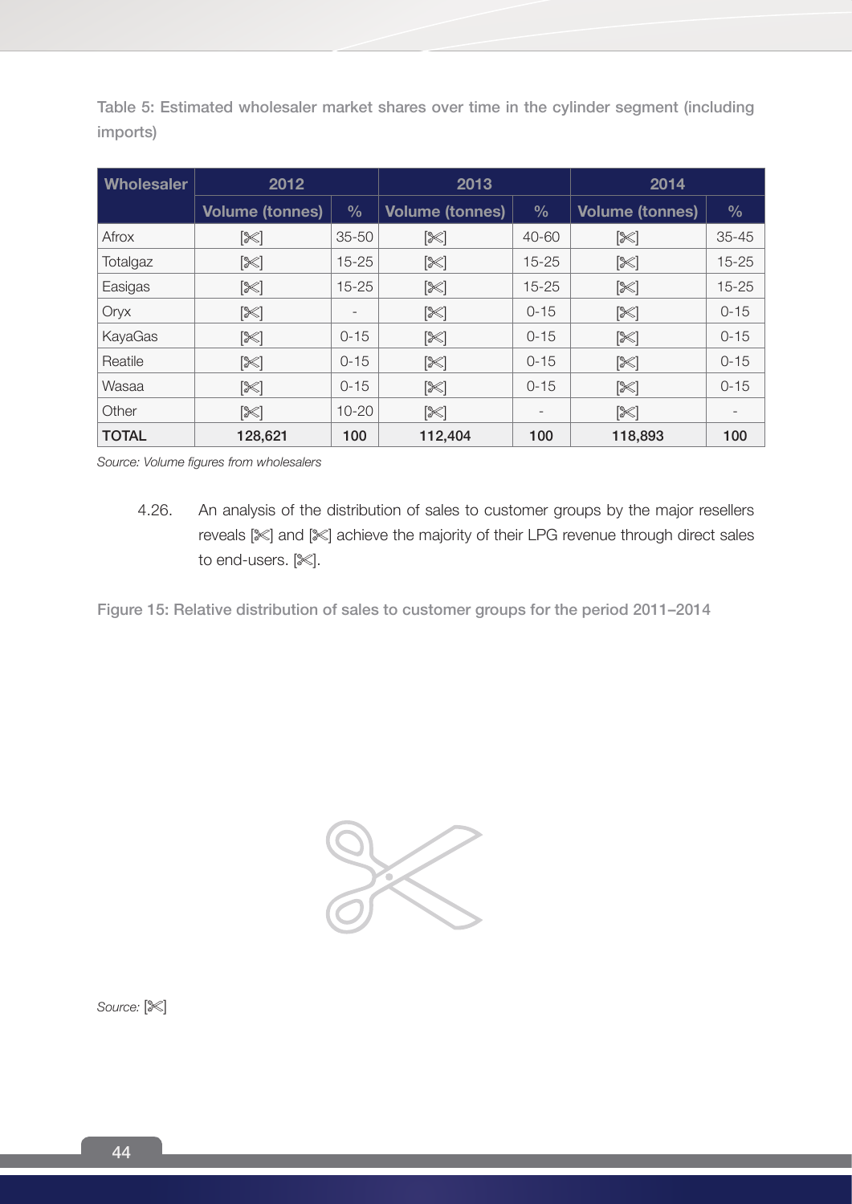Table 5: Estimated wholesaler market shares over time in the cylinder segment (including imports)

| Wholesaler | 2012 | | 2013 | | 2014 | |
|---|---|---|---|---|---|---|
| | Volume (tonnes) | % | Volume (tonnes) | % | Volume (tonnes) | % |
| Afrox | [✂] | 35-50 | [✂] | 40-60 | [✂] | 35-45 |
| Totalgaz | [✂] | 15-25 | [✂] | 15-25 | [✂] | 15-25 |
| Easigas | [✂] | 15-25 | [✂] | 15-25 | [✂] | 15-25 |
| Oryx | [✂] | - | [✂] | 0-15 | [✂] | 0-15 |
| KayaGas | [✂] | 0-15 | [✂] | 0-15 | [✂] | 0-15 |
| Reatile | [✂] | 0-15 | [✂] | 0-15 | [✂] | 0-15 |
| Wasaa | [✂] | 0-15 | [✂] | 0-15 | [✂] | 0-15 |
| Other | [✂] | 10-20 | [✂] | - | [✂] | - |
| **TOTAL** | **128,621** | **100** | **112,404** | **100** | **118,893** | **100** |

*Source: Volume figures from wholesalers*

4.26. An analysis of the distribution of sales to customer groups by the major resellers reveals [✂] and [✂] achieve the majority of their LPG revenue through direct sales to end-users. [✂].

Figure 15: Relative distribution of sales to customer groups for the period 2011–2014

*Source:* [✂]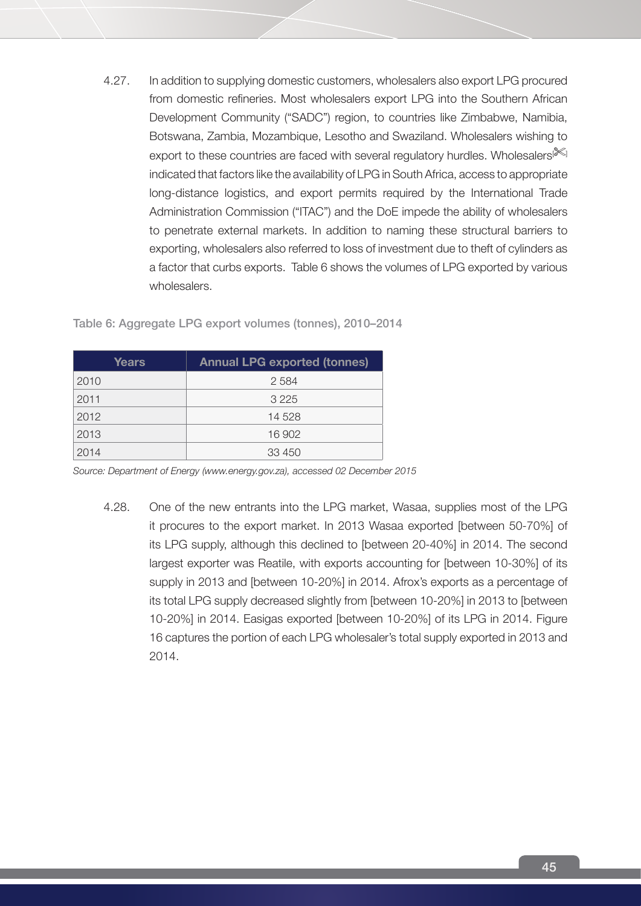4.27. In addition to supplying domestic customers, wholesalers also export LPG procured from domestic refineries. Most wholesalers export LPG into the Southern African Development Community ("SADC") region, to countries like Zimbabwe, Namibia, Botswana, Zambia, Mozambique, Lesotho and Swaziland. Wholesalers wishing to export to these countries are faced with several regulatory hurdles. Wholesalers[✂] indicated that factors like the availability of LPG in South Africa, access to appropriate long-distance logistics, and export permits required by the International Trade Administration Commission ("ITAC") and the DoE impede the ability of wholesalers to penetrate external markets. In addition to naming these structural barriers to exporting, wholesalers also referred to loss of investment due to theft of cylinders as a factor that curbs exports. Table 6 shows the volumes of LPG exported by various wholesalers.

**Table 6: Aggregate LPG export volumes (tonnes), 2010–2014**

| Years | Annual LPG exported (tonnes) |
|---|---|
| 2010 | 2 584 |
| 2011 | 3 225 |
| 2012 | 14 528 |
| 2013 | 16 902 |
| 2014 | 33 450 |

*Source: Department of Energy (www.energy.gov.za), accessed 02 December 2015*

4.28. One of the new entrants into the LPG market, Wasaa, supplies most of the LPG it procures to the export market. In 2013 Wasaa exported [between 50-70%] of its LPG supply, although this declined to [between 20-40%] in 2014. The second largest exporter was Reatile, with exports accounting for [between 10-30%] of its supply in 2013 and [between 10-20%] in 2014. Afrox's exports as a percentage of its total LPG supply decreased slightly from [between 10-20%] in 2013 to [between 10-20%] in 2014. Easigas exported [between 10-20%] of its LPG in 2014. Figure 16 captures the portion of each LPG wholesaler's total supply exported in 2013 and 2014.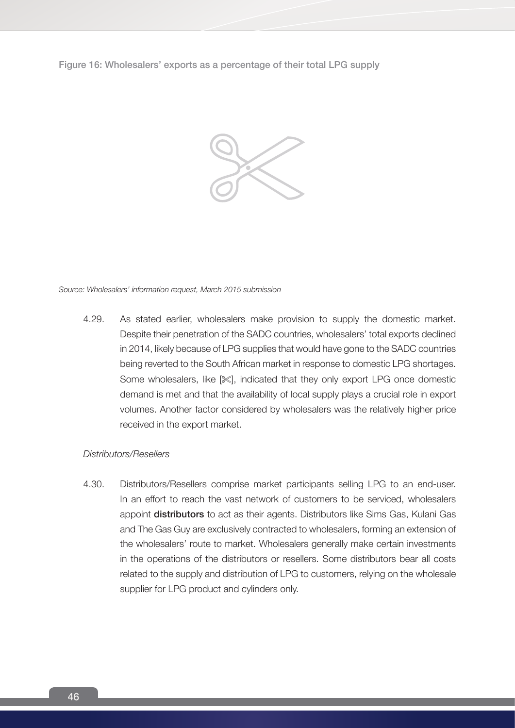Figure 16: Wholesalers' exports as a percentage of their total LPG supply

*Source: Wholesalers' information request, March 2015 submission*

4.29. As stated earlier, wholesalers make provision to supply the domestic market. Despite their penetration of the SADC countries, wholesalers' total exports declined in 2014, likely because of LPG supplies that would have gone to the SADC countries being reverted to the South African market in response to domestic LPG shortages. Some wholesalers, like [✂], indicated that they only export LPG once domestic demand is met and that the availability of local supply plays a crucial role in export volumes. Another factor considered by wholesalers was the relatively higher price received in the export market.

*Distributors/Resellers*

4.30. Distributors/Resellers comprise market participants selling LPG to an end-user. In an effort to reach the vast network of customers to be serviced, wholesalers appoint **distributors** to act as their agents. Distributors like Sims Gas, Kulani Gas and The Gas Guy are exclusively contracted to wholesalers, forming an extension of the wholesalers' route to market. Wholesalers generally make certain investments in the operations of the distributors or resellers. Some distributors bear all costs related to the supply and distribution of LPG to customers, relying on the wholesale supplier for LPG product and cylinders only.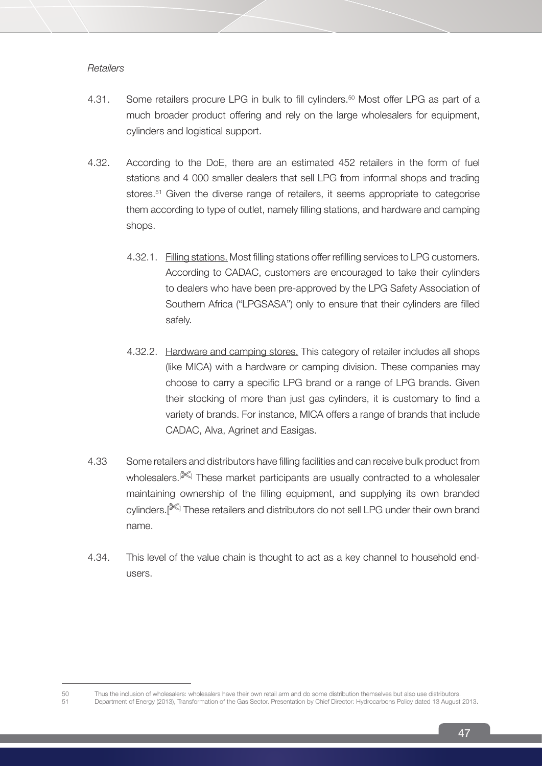*Retailers*

4.31. Some retailers procure LPG in bulk to fill cylinders.[50] Most offer LPG as part of a much broader product offering and rely on the large wholesalers for equipment, cylinders and logistical support.

4.32. According to the DoE, there are an estimated 452 retailers in the form of fuel stations and 4 000 smaller dealers that sell LPG from informal shops and trading stores.[51] Given the diverse range of retailers, it seems appropriate to categorise them according to type of outlet, namely filling stations, and hardware and camping shops.

4.32.1. Filling stations. Most filling stations offer refilling services to LPG customers. According to CADAC, customers are encouraged to take their cylinders to dealers who have been pre-approved by the LPG Safety Association of Southern Africa ("LPGSASA") only to ensure that their cylinders are filled safely.

4.32.2. Hardware and camping stores. This category of retailer includes all shops (like MICA) with a hardware or camping division. These companies may choose to carry a specific LPG brand or a range of LPG brands. Given their stocking of more than just gas cylinders, it is customary to find a variety of brands. For instance, MICA offers a range of brands that include CADAC, Alva, Agrinet and Easigas.

4.33 Some retailers and distributors have filling facilities and can receive bulk product from wholesalers.[✂] These market participants are usually contracted to a wholesaler maintaining ownership of the filling equipment, and supplying its own branded cylinders.[✂] These retailers and distributors do not sell LPG under their own brand name.

4.34. This level of the value chain is thought to act as a key channel to household end-users.

---

50 Thus the inclusion of wholesalers: wholesalers have their own retail arm and do some distribution themselves but also use distributors.

51 Department of Energy (2013), Transformation of the Gas Sector. Presentation by Chief Director: Hydrocarbons Policy dated 13 August 2013.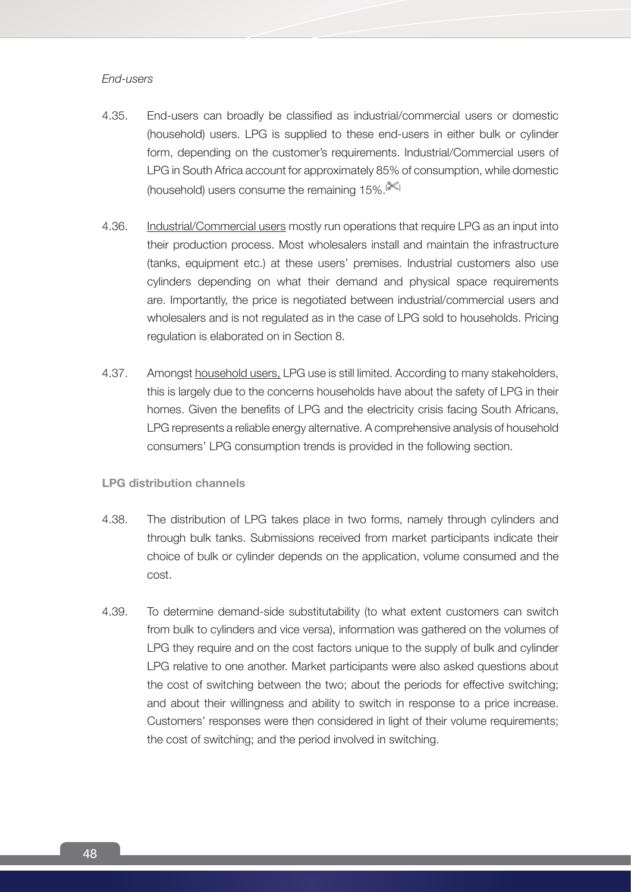*End-users*

4.35. End-users can broadly be classified as industrial/commercial users or domestic (household) users. LPG is supplied to these end-users in either bulk or cylinder form, depending on the customer's requirements. Industrial/Commercial users of LPG in South Africa account for approximately 85% of consumption, while domestic (household) users consume the remaining 15%.[✂]

4.36. Industrial/Commercial users mostly run operations that require LPG as an input into their production process. Most wholesalers install and maintain the infrastructure (tanks, equipment etc.) at these users' premises. Industrial customers also use cylinders depending on what their demand and physical space requirements are. Importantly, the price is negotiated between industrial/commercial users and wholesalers and is not regulated as in the case of LPG sold to households. Pricing regulation is elaborated on in Section 8.

4.37. Amongst household users, LPG use is still limited. According to many stakeholders, this is largely due to the concerns households have about the safety of LPG in their homes. Given the benefits of LPG and the electricity crisis facing South Africans, LPG represents a reliable energy alternative. A comprehensive analysis of household consumers' LPG consumption trends is provided in the following section.

**LPG distribution channels**

4.38. The distribution of LPG takes place in two forms, namely through cylinders and through bulk tanks. Submissions received from market participants indicate their choice of bulk or cylinder depends on the application, volume consumed and the cost.

4.39. To determine demand-side substitutability (to what extent customers can switch from bulk to cylinders and vice versa), information was gathered on the volumes of LPG they require and on the cost factors unique to the supply of bulk and cylinder LPG relative to one another. Market participants were also asked questions about the cost of switching between the two; about the periods for effective switching; and about their willingness and ability to switch in response to a price increase. Customers' responses were then considered in light of their volume requirements; the cost of switching; and the period involved in switching.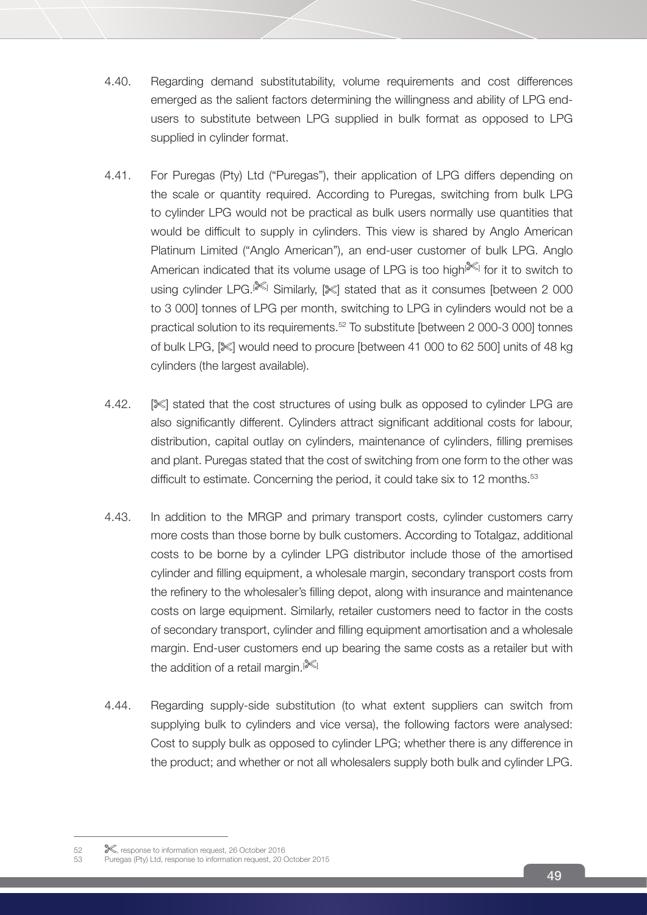4.40. Regarding demand substitutability, volume requirements and cost differences emerged as the salient factors determining the willingness and ability of LPG end-users to substitute between LPG supplied in bulk format as opposed to LPG supplied in cylinder format.

4.41. For Puregas (Pty) Ltd ("Puregas"), their application of LPG differs depending on the scale or quantity required. According to Puregas, switching from bulk LPG to cylinder LPG would not be practical as bulk users normally use quantities that would be difficult to supply in cylinders. This view is shared by Anglo American Platinum Limited ("Anglo American"), an end-user customer of bulk LPG. Anglo American indicated that its volume usage of LPG is too high[✂] for it to switch to using cylinder LPG.[✂] Similarly, [✂] stated that as it consumes [between 2 000 to 3 000] tonnes of LPG per month, switching to LPG in cylinders would not be a practical solution to its requirements.[52] To substitute [between 2 000-3 000] tonnes of bulk LPG, [✂] would need to procure [between 41 000 to 62 500] units of 48 kg cylinders (the largest available).

4.42. [✂] stated that the cost structures of using bulk as opposed to cylinder LPG are also significantly different. Cylinders attract significant additional costs for labour, distribution, capital outlay on cylinders, maintenance of cylinders, filling premises and plant. Puregas stated that the cost of switching from one form to the other was difficult to estimate. Concerning the period, it could take six to 12 months.[53]

4.43. In addition to the MRGP and primary transport costs, cylinder customers carry more costs than those borne by bulk customers. According to Totalgaz, additional costs to be borne by a cylinder LPG distributor include those of the amortised cylinder and filling equipment, a wholesale margin, secondary transport costs from the refinery to the wholesaler's filling depot, along with insurance and maintenance costs on large equipment. Similarly, retailer customers need to factor in the costs of secondary transport, cylinder and filling equipment amortisation and a wholesale margin. End-user customers end up bearing the same costs as a retailer but with the addition of a retail margin.[✂]

4.44. Regarding supply-side substitution (to what extent suppliers can switch from supplying bulk to cylinders and vice versa), the following factors were analysed: Cost to supply bulk as opposed to cylinder LPG; whether there is any difference in the product; and whether or not all wholesalers supply both bulk and cylinder LPG.

---

52 ✂, response to information request, 26 October 2016

53 Puregas (Pty) Ltd, response to information request, 20 October 2015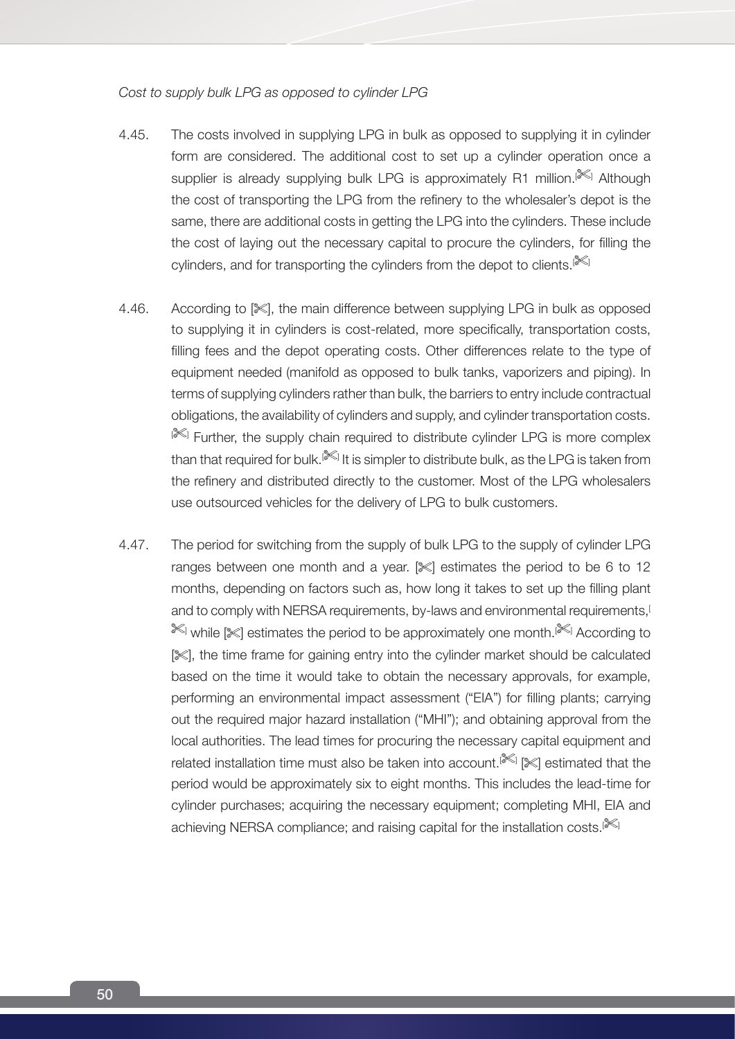*Cost to supply bulk LPG as opposed to cylinder LPG*

4.45. The costs involved in supplying LPG in bulk as opposed to supplying it in cylinder form are considered. The additional cost to set up a cylinder operation once a supplier is already supplying bulk LPG is approximately R1 million.[✂] Although the cost of transporting the LPG from the refinery to the wholesaler's depot is the same, there are additional costs in getting the LPG into the cylinders. These include the cost of laying out the necessary capital to procure the cylinders, for filling the cylinders, and for transporting the cylinders from the depot to clients.[✂]

4.46. According to [✂], the main difference between supplying LPG in bulk as opposed to supplying it in cylinders is cost-related, more specifically, transportation costs, filling fees and the depot operating costs. Other differences relate to the type of equipment needed (manifold as opposed to bulk tanks, vaporizers and piping). In terms of supplying cylinders rather than bulk, the barriers to entry include contractual obligations, the availability of cylinders and supply, and cylinder transportation costs.[✂] Further, the supply chain required to distribute cylinder LPG is more complex than that required for bulk.[✂] It is simpler to distribute bulk, as the LPG is taken from the refinery and distributed directly to the customer. Most of the LPG wholesalers use outsourced vehicles for the delivery of LPG to bulk customers.

4.47. The period for switching from the supply of bulk LPG to the supply of cylinder LPG ranges between one month and a year. [✂] estimates the period to be 6 to 12 months, depending on factors such as, how long it takes to set up the filling plant and to comply with NERSA requirements, by-laws and environmental requirements,[✂] while [✂] estimates the period to be approximately one month.[✂] According to [✂], the time frame for gaining entry into the cylinder market should be calculated based on the time it would take to obtain the necessary approvals, for example, performing an environmental impact assessment ("EIA") for filling plants; carrying out the required major hazard installation ("MHI"); and obtaining approval from the local authorities. The lead times for procuring the necessary capital equipment and related installation time must also be taken into account.[✂] [✂] estimated that the period would be approximately six to eight months. This includes the lead-time for cylinder purchases; acquiring the necessary equipment; completing MHI, EIA and achieving NERSA compliance; and raising capital for the installation costs.[✂]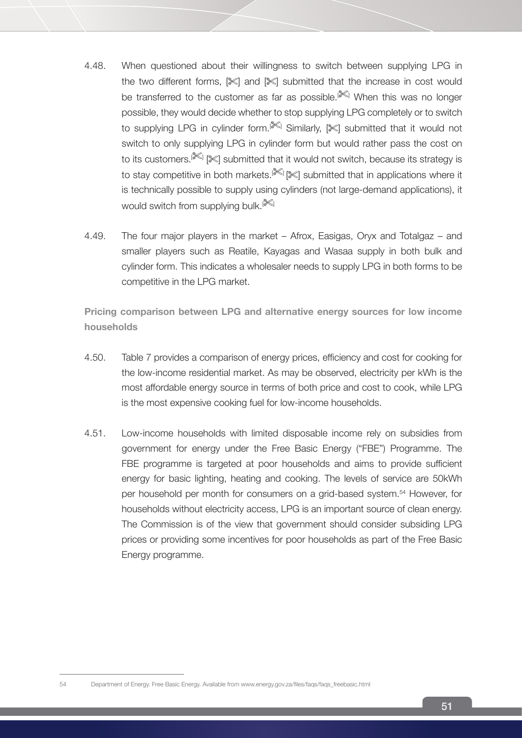4.48. When questioned about their willingness to switch between supplying LPG in the two different forms, [✂] and [✂] submitted that the increase in cost would be transferred to the customer as far as possible.[✂] When this was no longer possible, they would decide whether to stop supplying LPG completely or to switch to supplying LPG in cylinder form.[✂] Similarly, [✂] submitted that it would not switch to only supplying LPG in cylinder form but would rather pass the cost on to its customers.[✂] [✂] submitted that it would not switch, because its strategy is to stay competitive in both markets.[✂] [✂] submitted that in applications where it is technically possible to supply using cylinders (not large-demand applications), it would switch from supplying bulk.[✂]

4.49. The four major players in the market – Afrox, Easigas, Oryx and Totalgaz – and smaller players such as Reatile, Kayagas and Wasaa supply in both bulk and cylinder form. This indicates a wholesaler needs to supply LPG in both forms to be competitive in the LPG market.

**Pricing comparison between LPG and alternative energy sources for low income households**

4.50. Table 7 provides a comparison of energy prices, efficiency and cost for cooking for the low-income residential market. As may be observed, electricity per kWh is the most affordable energy source in terms of both price and cost to cook, while LPG is the most expensive cooking fuel for low-income households.

4.51. Low-income households with limited disposable income rely on subsidies from government for energy under the Free Basic Energy ("FBE") Programme. The FBE programme is targeted at poor households and aims to provide sufficient energy for basic lighting, heating and cooking. The levels of service are 50kWh per household per month for consumers on a grid-based system.[54] However, for households without electricity access, LPG is an important source of clean energy. The Commission is of the view that government should consider subsiding LPG prices or providing some incentives for poor households as part of the Free Basic Energy programme.

54 Department of Energy. Free Basic Energy. Available from www.energy.gov.za/files/faqs/faqs_freebasic.html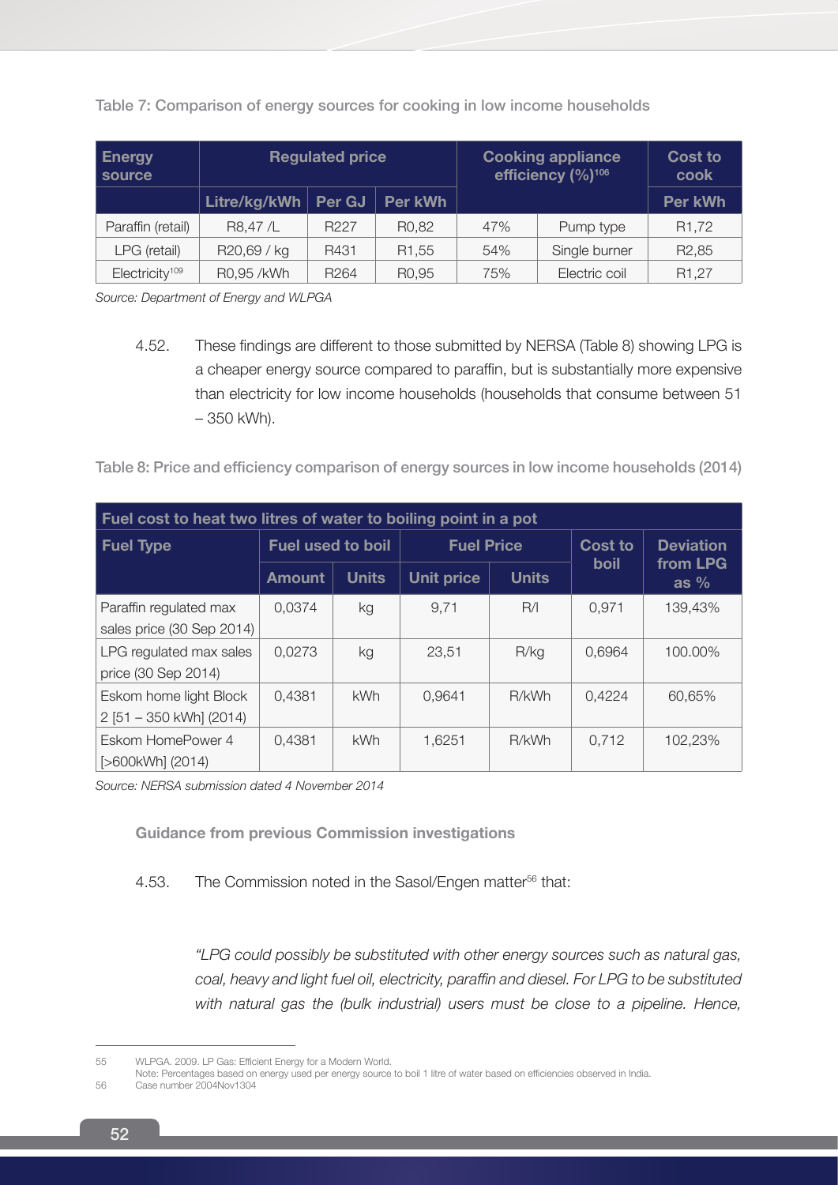Table 7: Comparison of energy sources for cooking in low income households

| Energy source | Regulated price | | | Cooking appliance efficiency (%)[106] | | Cost to cook |
|---|---|---|---|---|---|---|
| | Litre/kg/kWh | Per GJ | Per kWh | | | Per kWh |
| Paraffin (retail) | R8,47 /L | R227 | R0,82 | 47% | Pump type | R1,72 |
| LPG (retail) | R20,69 / kg | R431 | R1,55 | 54% | Single burner | R2,85 |
| Electricity[109] | R0,95 /kWh | R264 | R0,95 | 75% | Electric coil | R1,27 |

*Source: Department of Energy and WLPGA*

4.52. These findings are different to those submitted by NERSA (Table 8) showing LPG is a cheaper energy source compared to paraffin, but is substantially more expensive than electricity for low income households (households that consume between 51 – 350 kWh).

Table 8: Price and efficiency comparison of energy sources in low income households (2014)

| Fuel cost to heat two litres of water to boiling point in a pot | | | | | | |
|---|---|---|---|---|---|---|
| Fuel Type | Fuel used to boil | | Fuel Price | | Cost to boil | Deviation from LPG as % |
| | Amount | Units | Unit price | Units | | |
| Paraffin regulated max sales price (30 Sep 2014) | 0,0374 | kg | 9,71 | R/l | 0,971 | 139,43% |
| LPG regulated max sales price (30 Sep 2014) | 0,0273 | kg | 23,51 | R/kg | 0,6964 | 100.00% |
| Eskom home light Block 2 [51 – 350 kWh] (2014) | 0,4381 | kWh | 0,9641 | R/kWh | 0,4224 | 60,65% |
| Eskom HomePower 4 [>600kWh] (2014) | 0,4381 | kWh | 1,6251 | R/kWh | 0,712 | 102,23% |

*Source: NERSA submission dated 4 November 2014*

### Guidance from previous Commission investigations

4.53. The Commission noted in the Sasol/Engen matter[56] that:

*"LPG could possibly be substituted with other energy sources such as natural gas, coal, heavy and light fuel oil, electricity, paraffin and diesel. For LPG to be substituted with natural gas the (bulk industrial) users must be close to a pipeline. Hence,*

---

55 WLPGA. 2009. LP Gas: Efficient Energy for a Modern World.
Note: Percentages based on energy used per energy source to boil 1 litre of water based on efficiencies observed in India.

56 Case number 2004Nov1304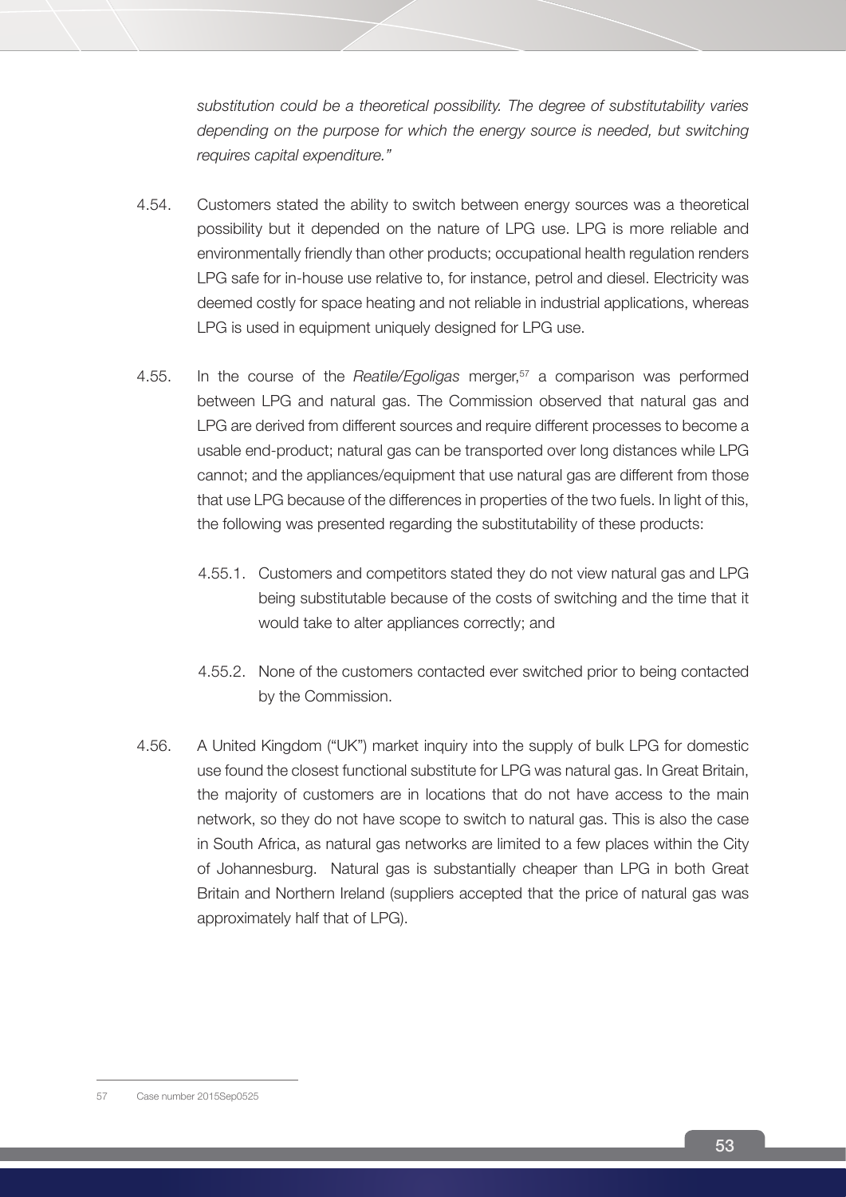*substitution could be a theoretical possibility. The degree of substitutability varies depending on the purpose for which the energy source is needed, but switching requires capital expenditure."*

4.54. Customers stated the ability to switch between energy sources was a theoretical possibility but it depended on the nature of LPG use. LPG is more reliable and environmentally friendly than other products; occupational health regulation renders LPG safe for in-house use relative to, for instance, petrol and diesel. Electricity was deemed costly for space heating and not reliable in industrial applications, whereas LPG is used in equipment uniquely designed for LPG use.

4.55. In the course of the *Reatile/Egoligas* merger,[57] a comparison was performed between LPG and natural gas. The Commission observed that natural gas and LPG are derived from different sources and require different processes to become a usable end-product; natural gas can be transported over long distances while LPG cannot; and the appliances/equipment that use natural gas are different from those that use LPG because of the differences in properties of the two fuels. In light of this, the following was presented regarding the substitutability of these products:

4.55.1. Customers and competitors stated they do not view natural gas and LPG being substitutable because of the costs of switching and the time that it would take to alter appliances correctly; and

4.55.2. None of the customers contacted ever switched prior to being contacted by the Commission.

4.56. A United Kingdom ("UK") market inquiry into the supply of bulk LPG for domestic use found the closest functional substitute for LPG was natural gas. In Great Britain, the majority of customers are in locations that do not have access to the main network, so they do not have scope to switch to natural gas. This is also the case in South Africa, as natural gas networks are limited to a few places within the City of Johannesburg. Natural gas is substantially cheaper than LPG in both Great Britain and Northern Ireland (suppliers accepted that the price of natural gas was approximately half that of LPG).

---

57 Case number 2015Sep0525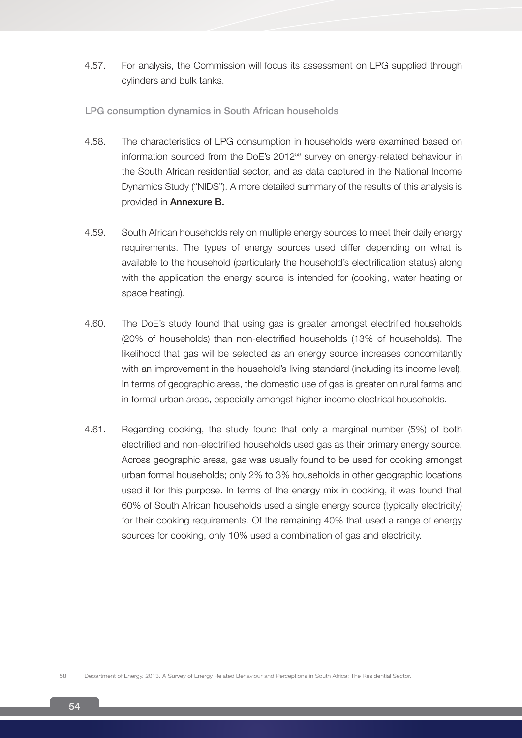4.57. For analysis, the Commission will focus its assessment on LPG supplied through cylinders and bulk tanks.

### LPG consumption dynamics in South African households

4.58. The characteristics of LPG consumption in households were examined based on information sourced from the DoE's 2012[58] survey on energy-related behaviour in the South African residential sector, and as data captured in the National Income Dynamics Study ("NIDS"). A more detailed summary of the results of this analysis is provided in **Annexure B.**

4.59. South African households rely on multiple energy sources to meet their daily energy requirements. The types of energy sources used differ depending on what is available to the household (particularly the household's electrification status) along with the application the energy source is intended for (cooking, water heating or space heating).

4.60. The DoE's study found that using gas is greater amongst electrified households (20% of households) than non-electrified households (13% of households). The likelihood that gas will be selected as an energy source increases concomitantly with an improvement in the household's living standard (including its income level). In terms of geographic areas, the domestic use of gas is greater on rural farms and in formal urban areas, especially amongst higher-income electrical households.

4.61. Regarding cooking, the study found that only a marginal number (5%) of both electrified and non-electrified households used gas as their primary energy source. Across geographic areas, gas was usually found to be used for cooking amongst urban formal households; only 2% to 3% households in other geographic locations used it for this purpose. In terms of the energy mix in cooking, it was found that 60% of South African households used a single energy source (typically electricity) for their cooking requirements. Of the remaining 40% that used a range of energy sources for cooking, only 10% used a combination of gas and electricity.

---

58 Department of Energy. 2013. A Survey of Energy Related Behaviour and Perceptions in South Africa: The Residential Sector.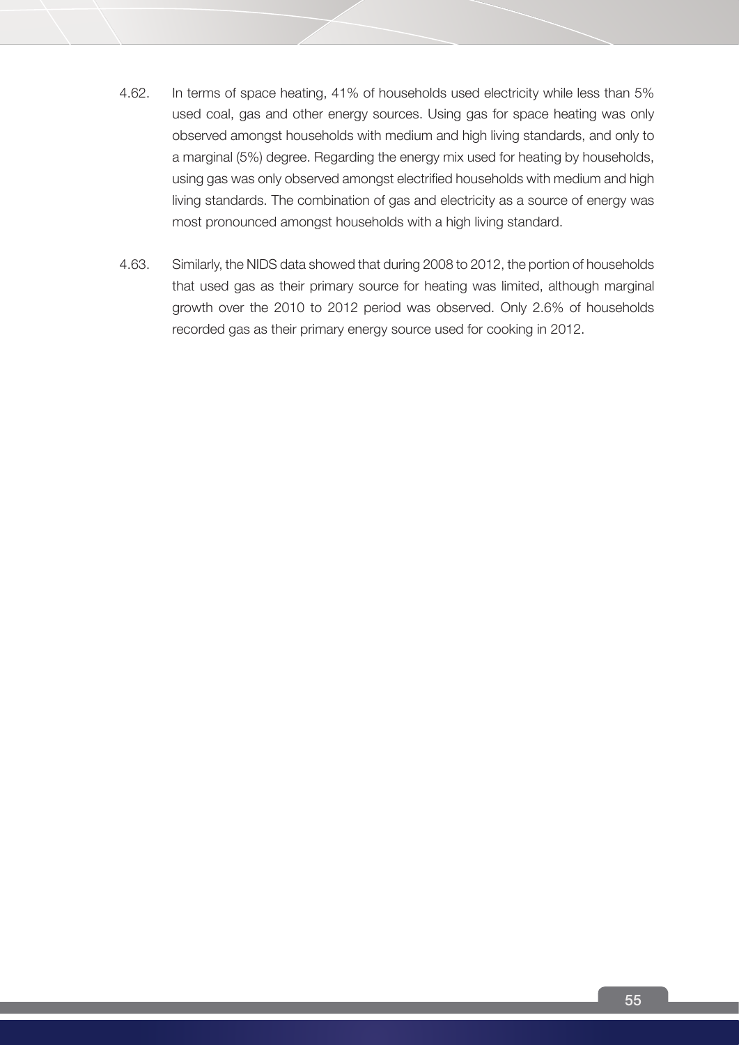4.62. In terms of space heating, 41% of households used electricity while less than 5% used coal, gas and other energy sources. Using gas for space heating was only observed amongst households with medium and high living standards, and only to a marginal (5%) degree. Regarding the energy mix used for heating by households, using gas was only observed amongst electrified households with medium and high living standards. The combination of gas and electricity as a source of energy was most pronounced amongst households with a high living standard.

4.63. Similarly, the NIDS data showed that during 2008 to 2012, the portion of households that used gas as their primary source for heating was limited, although marginal growth over the 2010 to 2012 period was observed. Only 2.6% of households recorded gas as their primary energy source used for cooking in 2012.